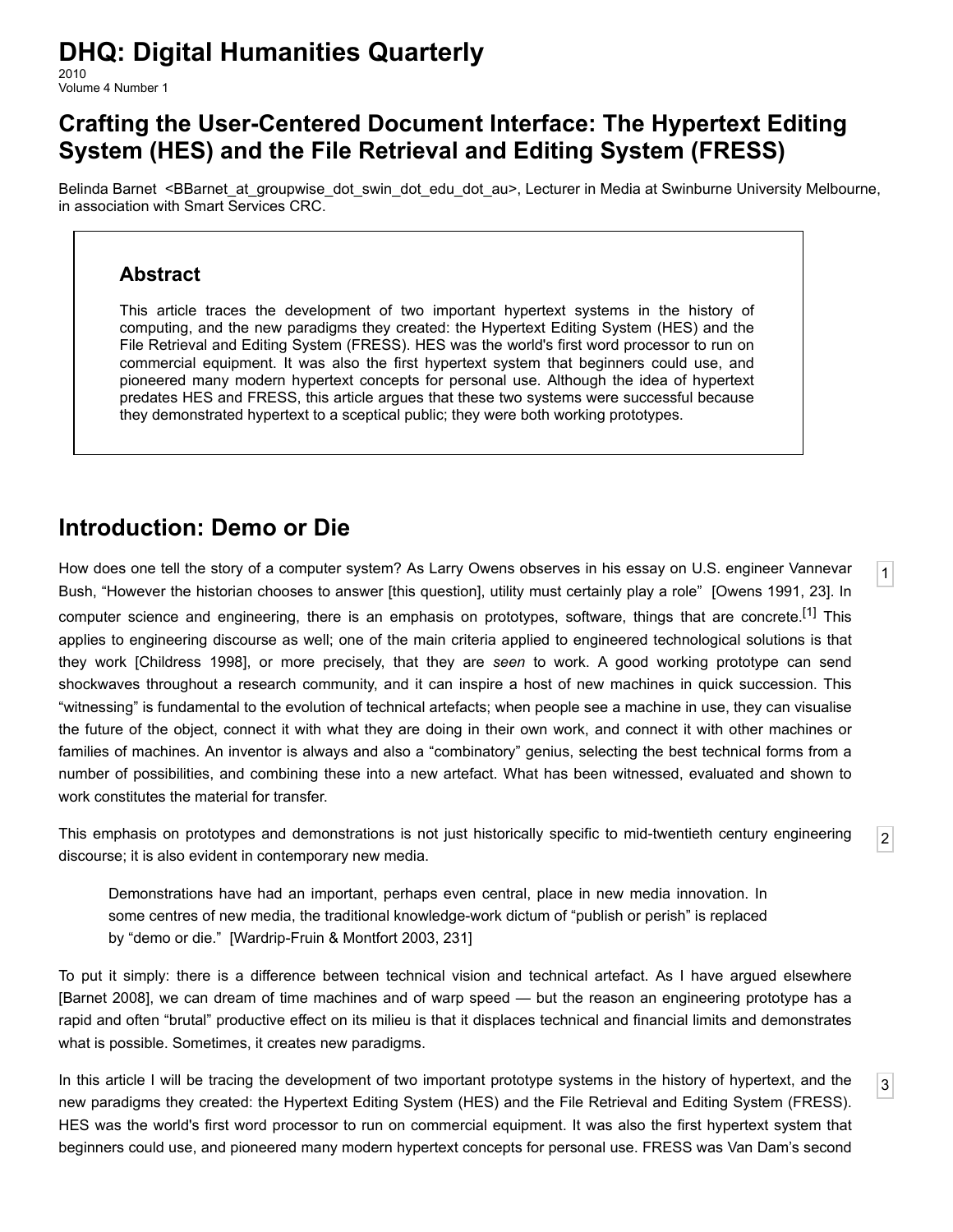# DHQ: Digital Humanities Quarterly

2010
Volume 4 Number 1

## Crafting the User-Centered Document Interface: The Hypertext Editing System (HES) and the File Retrieval and Editing System (FRESS)

Belinda Barnet <BBarnet_at_groupwise_dot_swin_dot_edu_dot_au>, Lecturer in Media at Swinburne University Melbourne, in association with Smart Services CRC.

### Abstract

This article traces the development of two important hypertext systems in the history of computing, and the new paradigms they created: the Hypertext Editing System (HES) and the File Retrieval and Editing System (FRESS). HES was the world's first word processor to run on commercial equipment. It was also the first hypertext system that beginners could use, and pioneered many modern hypertext concepts for personal use. Although the idea of hypertext predates HES and FRESS, this article argues that these two systems were successful because they demonstrated hypertext to a sceptical public; they were both working prototypes.

## Introduction: Demo or Die

[1] How does one tell the story of a computer system? As Larry Owens observes in his essay on U.S. engineer Vannevar Bush, "However the historian chooses to answer [this question], utility must certainly play a role" [Owens 1991, 23]. In computer science and engineering, there is an emphasis on prototypes, software, things that are concrete.[1] This applies to engineering discourse as well; one of the main criteria applied to engineered technological solutions is that they work [Childress 1998], or more precisely, that they are *seen* to work. A good working prototype can send shockwaves throughout a research community, and it can inspire a host of new machines in quick succession. This "witnessing" is fundamental to the evolution of technical artefacts; when people see a machine in use, they can visualise the future of the object, connect it with what they are doing in their own work, and connect it with other machines or families of machines. An inventor is always and also a "combinatory" genius, selecting the best technical forms from a number of possibilities, and combining these into a new artefact. What has been witnessed, evaluated and shown to work constitutes the material for transfer.

[2] This emphasis on prototypes and demonstrations is not just historically specific to mid-twentieth century engineering discourse; it is also evident in contemporary new media.

> Demonstrations have had an important, perhaps even central, place in new media innovation. In some centres of new media, the traditional knowledge-work dictum of "publish or perish" is replaced by "demo or die." [Wardrip-Fruin & Montfort 2003, 231]

To put it simply: there is a difference between technical vision and technical artefact. As I have argued elsewhere [Barnet 2008], we can dream of time machines and of warp speed — but the reason an engineering prototype has a rapid and often "brutal" productive effect on its milieu is that it displaces technical and financial limits and demonstrates what is possible. Sometimes, it creates new paradigms.

[3] In this article I will be tracing the development of two important prototype systems in the history of hypertext, and the new paradigms they created: the Hypertext Editing System (HES) and the File Retrieval and Editing System (FRESS). HES was the world's first word processor to run on commercial equipment. It was also the first hypertext system that beginners could use, and pioneered many modern hypertext concepts for personal use. FRESS was Van Dam's second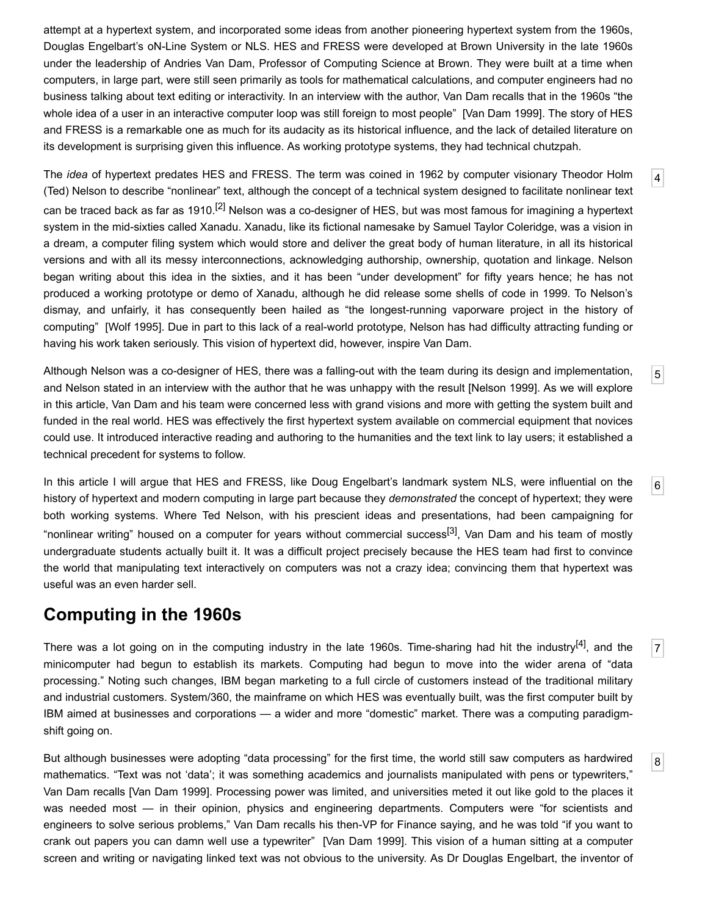attempt at a hypertext system, and incorporated some ideas from another pioneering hypertext system from the 1960s, Douglas Engelbart's oN-Line System or NLS. HES and FRESS were developed at Brown University in the late 1960s under the leadership of Andries Van Dam, Professor of Computing Science at Brown. They were built at a time when computers, in large part, were still seen primarily as tools for mathematical calculations, and computer engineers had no business talking about text editing or interactivity. In an interview with the author, Van Dam recalls that in the 1960s "the whole idea of a user in an interactive computer loop was still foreign to most people" [Van Dam 1999]. The story of HES and FRESS is a remarkable one as much for its audacity as its historical influence, and the lack of detailed literature on its development is surprising given this influence. As working prototype systems, they had technical chutzpah.

The *idea* of hypertext predates HES and FRESS. The term was coined in 1962 by computer visionary Theodor Holm (Ted) Nelson to describe "nonlinear" text, although the concept of a technical system designed to facilitate nonlinear text can be traced back as far as 1910.[2] Nelson was a co-designer of HES, but was most famous for imagining a hypertext system in the mid-sixties called Xanadu. Xanadu, like its fictional namesake by Samuel Taylor Coleridge, was a vision in a dream, a computer filing system which would store and deliver the great body of human literature, in all its historical versions and with all its messy interconnections, acknowledging authorship, ownership, quotation and linkage. Nelson began writing about this idea in the sixties, and it has been "under development" for fifty years hence; he has not produced a working prototype or demo of Xanadu, although he did release some shells of code in 1999. To Nelson's dismay, and unfairly, it has consequently been hailed as "the longest-running vaporware project in the history of computing" [Wolf 1995]. Due in part to this lack of a real-world prototype, Nelson has had difficulty attracting funding or having his work taken seriously. This vision of hypertext did, however, inspire Van Dam.

Although Nelson was a co-designer of HES, there was a falling-out with the team during its design and implementation, and Nelson stated in an interview with the author that he was unhappy with the result [Nelson 1999]. As we will explore in this article, Van Dam and his team were concerned less with grand visions and more with getting the system built and funded in the real world. HES was effectively the first hypertext system available on commercial equipment that novices could use. It introduced interactive reading and authoring to the humanities and the text link to lay users; it established a technical precedent for systems to follow.

In this article I will argue that HES and FRESS, like Doug Engelbart's landmark system NLS, were influential on the history of hypertext and modern computing in large part because they *demonstrated* the concept of hypertext; they were both working systems. Where Ted Nelson, with his prescient ideas and presentations, had been campaigning for "nonlinear writing" housed on a computer for years without commercial success[3], Van Dam and his team of mostly undergraduate students actually built it. It was a difficult project precisely because the HES team had first to convince the world that manipulating text interactively on computers was not a crazy idea; convincing them that hypertext was useful was an even harder sell.

## Computing in the 1960s

There was a lot going on in the computing industry in the late 1960s. Time-sharing had hit the industry[4], and the minicomputer had begun to establish its markets. Computing had begun to move into the wider arena of "data processing." Noting such changes, IBM began marketing to a full circle of customers instead of the traditional military and industrial customers. System/360, the mainframe on which HES was eventually built, was the first computer built by IBM aimed at businesses and corporations — a wider and more "domestic" market. There was a computing paradigm-shift going on.

But although businesses were adopting "data processing" for the first time, the world still saw computers as hardwired mathematics. "Text was not 'data'; it was something academics and journalists manipulated with pens or typewriters," Van Dam recalls [Van Dam 1999]. Processing power was limited, and universities meted it out like gold to the places it was needed most — in their opinion, physics and engineering departments. Computers were "for scientists and engineers to solve serious problems," Van Dam recalls his then-VP for Finance saying, and he was told "if you want to crank out papers you can damn well use a typewriter" [Van Dam 1999]. This vision of a human sitting at a computer screen and writing or navigating linked text was not obvious to the university. As Dr Douglas Engelbart, the inventor of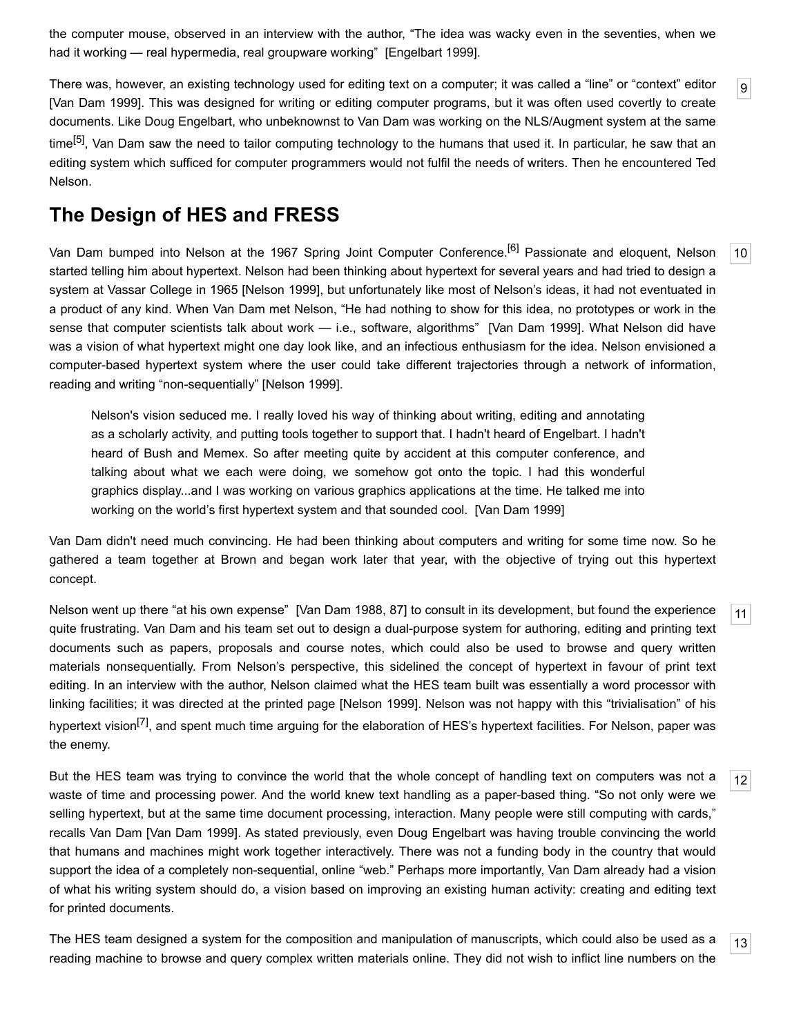the computer mouse, observed in an interview with the author, “The idea was wacky even in the seventies, when we had it working — real hypermedia, real groupware working” [Engelbart 1999].

There was, however, an existing technology used for editing text on a computer; it was called a “line” or “context” editor [Van Dam 1999]. This was designed for writing or editing computer programs, but it was often used covertly to create documents. Like Doug Engelbart, who unbeknownst to Van Dam was working on the NLS/Augment system at the same time[5], Van Dam saw the need to tailor computing technology to the humans that used it. In particular, he saw that an editing system which sufficed for computer programmers would not fulfil the needs of writers. Then he encountered Ted Nelson.

## The Design of HES and FRESS

Van Dam bumped into Nelson at the 1967 Spring Joint Computer Conference.[6] Passionate and eloquent, Nelson started telling him about hypertext. Nelson had been thinking about hypertext for several years and had tried to design a system at Vassar College in 1965 [Nelson 1999], but unfortunately like most of Nelson’s ideas, it had not eventuated in a product of any kind. When Van Dam met Nelson, “He had nothing to show for this idea, no prototypes or work in the sense that computer scientists talk about work — i.e., software, algorithms” [Van Dam 1999]. What Nelson did have was a vision of what hypertext might one day look like, and an infectious enthusiasm for the idea. Nelson envisioned a computer-based hypertext system where the user could take different trajectories through a network of information, reading and writing “non-sequentially” [Nelson 1999].

> Nelson's vision seduced me. I really loved his way of thinking about writing, editing and annotating as a scholarly activity, and putting tools together to support that. I hadn't heard of Engelbart. I hadn't heard of Bush and Memex. So after meeting quite by accident at this computer conference, and talking about what we each were doing, we somehow got onto the topic. I had this wonderful graphics display...and I was working on various graphics applications at the time. He talked me into working on the world’s first hypertext system and that sounded cool. [Van Dam 1999]

Van Dam didn't need much convincing. He had been thinking about computers and writing for some time now. So he gathered a team together at Brown and began work later that year, with the objective of trying out this hypertext concept.

Nelson went up there “at his own expense” [Van Dam 1988, 87] to consult in its development, but found the experience quite frustrating. Van Dam and his team set out to design a dual-purpose system for authoring, editing and printing text documents such as papers, proposals and course notes, which could also be used to browse and query written materials nonsequentially. From Nelson’s perspective, this sidelined the concept of hypertext in favour of print text editing. In an interview with the author, Nelson claimed what the HES team built was essentially a word processor with linking facilities; it was directed at the printed page [Nelson 1999]. Nelson was not happy with this “trivialisation” of his hypertext vision[7], and spent much time arguing for the elaboration of HES’s hypertext facilities. For Nelson, paper was the enemy.

But the HES team was trying to convince the world that the whole concept of handling text on computers was not a waste of time and processing power. And the world knew text handling as a paper-based thing. “So not only were we selling hypertext, but at the same time document processing, interaction. Many people were still computing with cards,” recalls Van Dam [Van Dam 1999]. As stated previously, even Doug Engelbart was having trouble convincing the world that humans and machines might work together interactively. There was not a funding body in the country that would support the idea of a completely non-sequential, online “web.” Perhaps more importantly, Van Dam already had a vision of what his writing system should do, a vision based on improving an existing human activity: creating and editing text for printed documents.

The HES team designed a system for the composition and manipulation of manuscripts, which could also be used as a reading machine to browse and query complex written materials online. They did not wish to inflict line numbers on the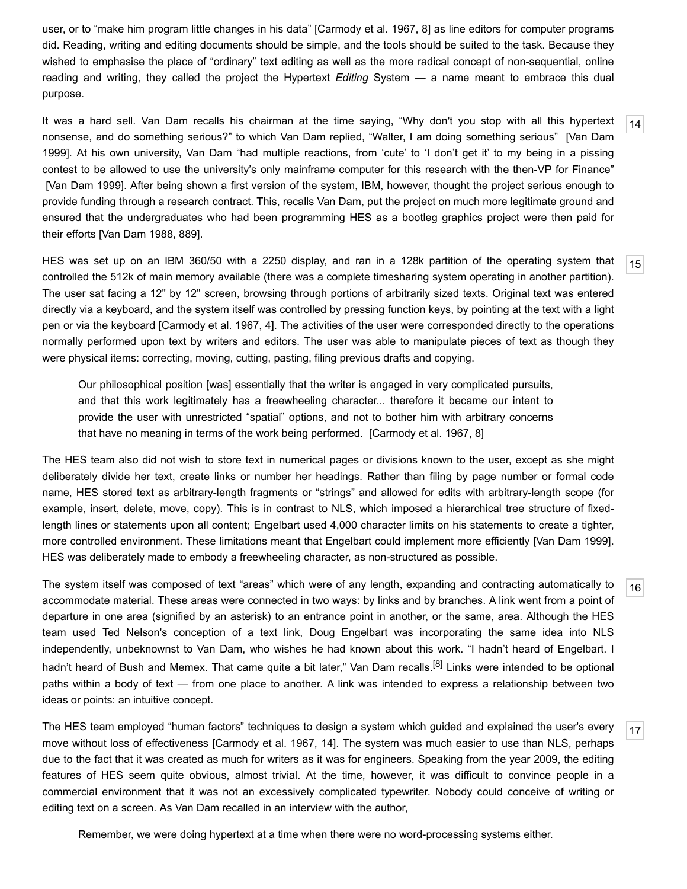user, or to "make him program little changes in his data" [Carmody et al. 1967, 8] as line editors for computer programs did. Reading, writing and editing documents should be simple, and the tools should be suited to the task. Because they wished to emphasise the place of "ordinary" text editing as well as the more radical concept of non-sequential, online reading and writing, they called the project the Hypertext *Editing* System — a name meant to embrace this dual purpose.

14

It was a hard sell. Van Dam recalls his chairman at the time saying, "Why don't you stop with all this hypertext nonsense, and do something serious?" to which Van Dam replied, "Walter, I am doing something serious" [Van Dam 1999]. At his own university, Van Dam "had multiple reactions, from 'cute' to 'I don't get it' to my being in a pissing contest to be allowed to use the university's only mainframe computer for this research with the then-VP for Finance" [Van Dam 1999]. After being shown a first version of the system, IBM, however, thought the project serious enough to provide funding through a research contract. This, recalls Van Dam, put the project on much more legitimate ground and ensured that the undergraduates who had been programming HES as a bootleg graphics project were then paid for their efforts [Van Dam 1988, 889].

15

HES was set up on an IBM 360/50 with a 2250 display, and ran in a 128k partition of the operating system that controlled the 512k of main memory available (there was a complete timesharing system operating in another partition). The user sat facing a 12" by 12" screen, browsing through portions of arbitrarily sized texts. Original text was entered directly via a keyboard, and the system itself was controlled by pressing function keys, by pointing at the text with a light pen or via the keyboard [Carmody et al. 1967, 4]. The activities of the user were corresponded directly to the operations normally performed upon text by writers and editors. The user was able to manipulate pieces of text as though they were physical items: correcting, moving, cutting, pasting, filing previous drafts and copying.

> Our philosophical position [was] essentially that the writer is engaged in very complicated pursuits, and that this work legitimately has a freewheeling character... therefore it became our intent to provide the user with unrestricted "spatial" options, and not to bother him with arbitrary concerns that have no meaning in terms of the work being performed. [Carmody et al. 1967, 8]

The HES team also did not wish to store text in numerical pages or divisions known to the user, except as she might deliberately divide her text, create links or number her headings. Rather than filing by page number or formal code name, HES stored text as arbitrary-length fragments or "strings" and allowed for edits with arbitrary-length scope (for example, insert, delete, move, copy). This is in contrast to NLS, which imposed a hierarchical tree structure of fixed-length lines or statements upon all content; Engelbart used 4,000 character limits on his statements to create a tighter, more controlled environment. These limitations meant that Engelbart could implement more efficiently [Van Dam 1999]. HES was deliberately made to embody a freewheeling character, as non-structured as possible.

16

The system itself was composed of text "areas" which were of any length, expanding and contracting automatically to accommodate material. These areas were connected in two ways: by links and by branches. A link went from a point of departure in one area (signified by an asterisk) to an entrance point in another, or the same, area. Although the HES team used Ted Nelson's conception of a text link, Doug Engelbart was incorporating the same idea into NLS independently, unbeknownst to Van Dam, who wishes he had known about this work. "I hadn't heard of Engelbart. I hadn't heard of Bush and Memex. That came quite a bit later," Van Dam recalls.[8] Links were intended to be optional paths within a body of text — from one place to another. A link was intended to express a relationship between two ideas or points: an intuitive concept.

17

The HES team employed "human factors" techniques to design a system which guided and explained the user's every move without loss of effectiveness [Carmody et al. 1967, 14]. The system was much easier to use than NLS, perhaps due to the fact that it was created as much for writers as it was for engineers. Speaking from the year 2009, the editing features of HES seem quite obvious, almost trivial. At the time, however, it was difficult to convince people in a commercial environment that it was not an excessively complicated typewriter. Nobody could conceive of writing or editing text on a screen. As Van Dam recalled in an interview with the author,

> Remember, we were doing hypertext at a time when there were no word-processing systems either.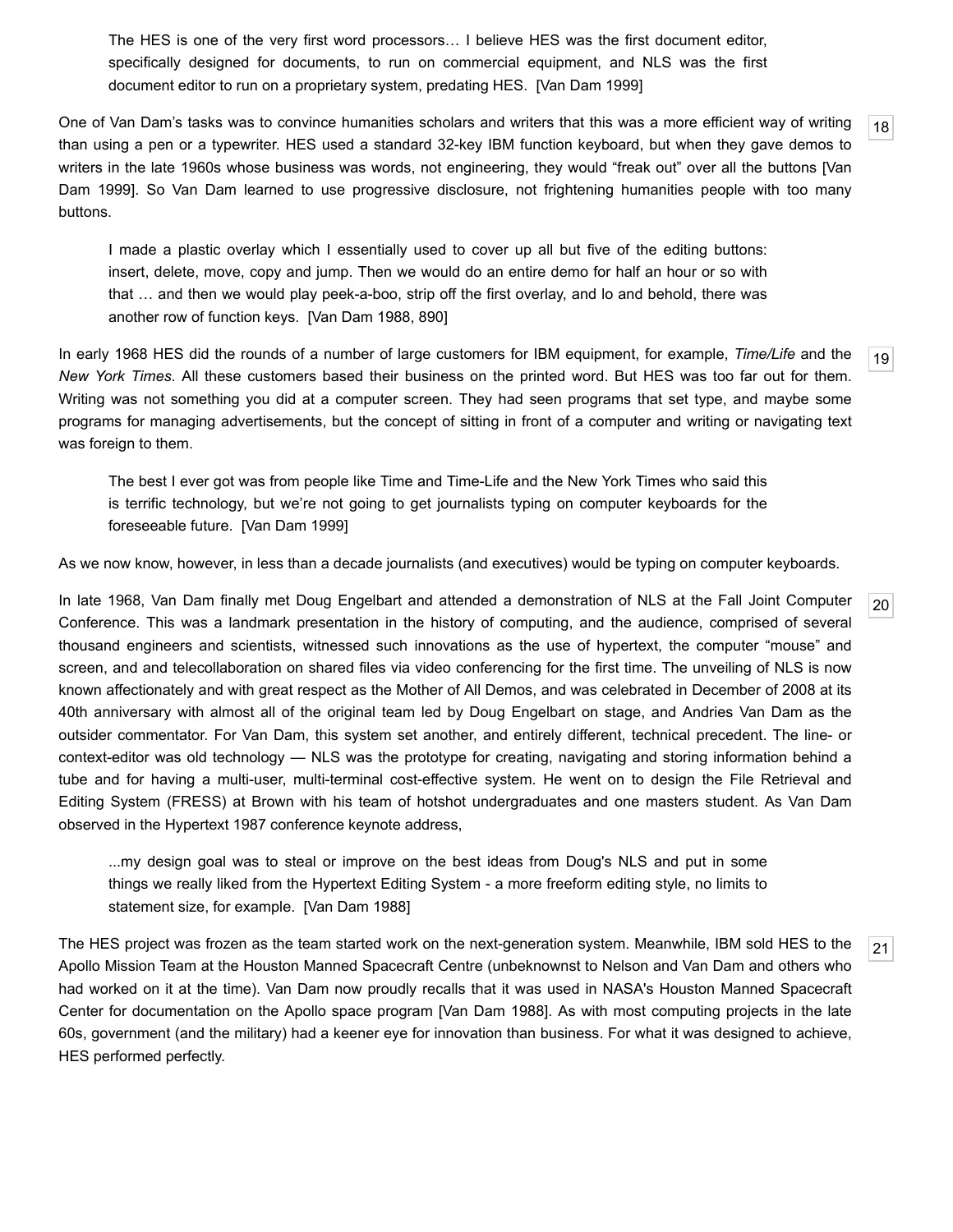> The HES is one of the very first word processors… I believe HES was the first document editor, specifically designed for documents, to run on commercial equipment, and NLS was the first document editor to run on a proprietary system, predating HES. [Van Dam 1999]

[18] One of Van Dam's tasks was to convince humanities scholars and writers that this was a more efficient way of writing than using a pen or a typewriter. HES used a standard 32-key IBM function keyboard, but when they gave demos to writers in the late 1960s whose business was words, not engineering, they would "freak out" over all the buttons [Van Dam 1999]. So Van Dam learned to use progressive disclosure, not frightening humanities people with too many buttons.

> I made a plastic overlay which I essentially used to cover up all but five of the editing buttons: insert, delete, move, copy and jump. Then we would do an entire demo for half an hour or so with that … and then we would play peek-a-boo, strip off the first overlay, and lo and behold, there was another row of function keys. [Van Dam 1988, 890]

[19] In early 1968 HES did the rounds of a number of large customers for IBM equipment, for example, *Time/Life* and the *New York Times*. All these customers based their business on the printed word. But HES was too far out for them. Writing was not something you did at a computer screen. They had seen programs that set type, and maybe some programs for managing advertisements, but the concept of sitting in front of a computer and writing or navigating text was foreign to them.

> The best I ever got was from people like Time and Time-Life and the New York Times who said this is terrific technology, but we're not going to get journalists typing on computer keyboards for the foreseeable future. [Van Dam 1999]

As we now know, however, in less than a decade journalists (and executives) would be typing on computer keyboards.

[20] In late 1968, Van Dam finally met Doug Engelbart and attended a demonstration of NLS at the Fall Joint Computer Conference. This was a landmark presentation in the history of computing, and the audience, comprised of several thousand engineers and scientists, witnessed such innovations as the use of hypertext, the computer "mouse" and screen, and and telecollaboration on shared files via video conferencing for the first time. The unveiling of NLS is now known affectionately and with great respect as the Mother of All Demos, and was celebrated in December of 2008 at its 40th anniversary with almost all of the original team led by Doug Engelbart on stage, and Andries Van Dam as the outsider commentator. For Van Dam, this system set another, and entirely different, technical precedent. The line- or context-editor was old technology — NLS was the prototype for creating, navigating and storing information behind a tube and for having a multi-user, multi-terminal cost-effective system. He went on to design the File Retrieval and Editing System (FRESS) at Brown with his team of hotshot undergraduates and one masters student. As Van Dam observed in the Hypertext 1987 conference keynote address,

> ...my design goal was to steal or improve on the best ideas from Doug's NLS and put in some things we really liked from the Hypertext Editing System - a more freeform editing style, no limits to statement size, for example. [Van Dam 1988]

[21] The HES project was frozen as the team started work on the next-generation system. Meanwhile, IBM sold HES to the Apollo Mission Team at the Houston Manned Spacecraft Centre (unbeknownst to Nelson and Van Dam and others who had worked on it at the time). Van Dam now proudly recalls that it was used in NASA's Houston Manned Spacecraft Center for documentation on the Apollo space program [Van Dam 1988]. As with most computing projects in the late 60s, government (and the military) had a keener eye for innovation than business. For what it was designed to achieve, HES performed perfectly.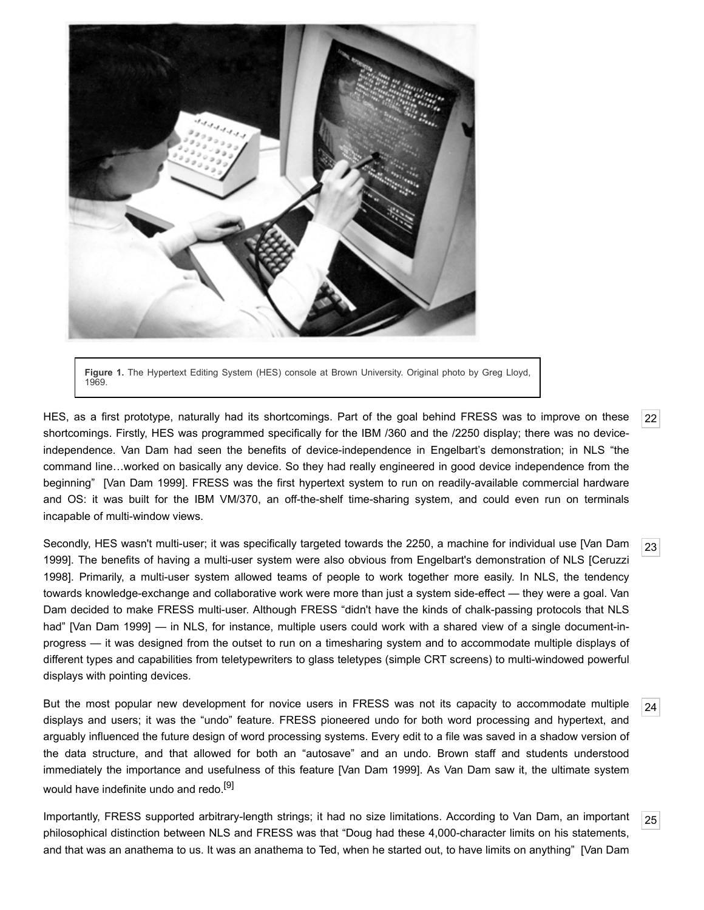**Figure 1.** The Hypertext Editing System (HES) console at Brown University. Original photo by Greg Lloyd, 1969.

HES, as a first prototype, naturally had its shortcomings. Part of the goal behind FRESS was to improve on these shortcomings. Firstly, HES was programmed specifically for the IBM /360 and the /2250 display; there was no device-independence. Van Dam had seen the benefits of device-independence in Engelbart's demonstration; in NLS "the command line…worked on basically any device. So they had really engineered in good device independence from the beginning" [Van Dam 1999]. FRESS was the first hypertext system to run on readily-available commercial hardware and OS: it was built for the IBM VM/370, an off-the-shelf time-sharing system, and could even run on terminals incapable of multi-window views.

Secondly, HES wasn't multi-user; it was specifically targeted towards the 2250, a machine for individual use [Van Dam 1999]. The benefits of having a multi-user system were also obvious from Engelbart's demonstration of NLS [Ceruzzi 1998]. Primarily, a multi-user system allowed teams of people to work together more easily. In NLS, the tendency towards knowledge-exchange and collaborative work were more than just a system side-effect — they were a goal. Van Dam decided to make FRESS multi-user. Although FRESS "didn't have the kinds of chalk-passing protocols that NLS had" [Van Dam 1999] — in NLS, for instance, multiple users could work with a shared view of a single document-in-progress — it was designed from the outset to run on a timesharing system and to accommodate multiple displays of different types and capabilities from teletypewriters to glass teletypes (simple CRT screens) to multi-windowed powerful displays with pointing devices.

But the most popular new development for novice users in FRESS was not its capacity to accommodate multiple displays and users; it was the "undo" feature. FRESS pioneered undo for both word processing and hypertext, and arguably influenced the future design of word processing systems. Every edit to a file was saved in a shadow version of the data structure, and that allowed for both an "autosave" and an undo. Brown staff and students understood immediately the importance and usefulness of this feature [Van Dam 1999]. As Van Dam saw it, the ultimate system would have indefinite undo and redo.[9]

Importantly, FRESS supported arbitrary-length strings; it had no size limitations. According to Van Dam, an important philosophical distinction between NLS and FRESS was that "Doug had these 4,000-character limits on his statements, and that was an anathema to us. It was an anathema to Ted, when he started out, to have limits on anything" [Van Dam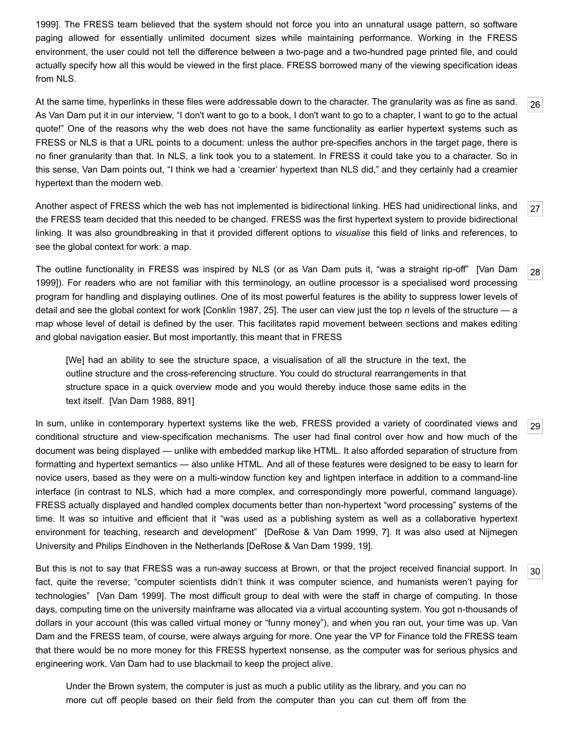1999]. The FRESS team believed that the system should not force you into an unnatural usage pattern, so software paging allowed for essentially unlimited document sizes while maintaining performance. Working in the FRESS environment, the user could not tell the difference between a two-page and a two-hundred page printed file, and could actually specify how all this would be viewed in the first place. FRESS borrowed many of the viewing specification ideas from NLS.

26 At the same time, hyperlinks in these files were addressable down to the character. The granularity was as fine as sand. As Van Dam put it in our interview, "I don't want to go to a book, I don't want to go to a chapter, I want to go to the actual quote!" One of the reasons why the web does not have the same functionality as earlier hypertext systems such as FRESS or NLS is that a URL points to a document: unless the author pre-specifies anchors in the target page, there is no finer granularity than that. In NLS, a link took you to a statement. In FRESS it could take you to a character. So in this sense, Van Dam points out, "I think we had a 'creamier' hypertext than NLS did," and they certainly had a creamier hypertext than the modern web.

27 Another aspect of FRESS which the web has not implemented is bidirectional linking. HES had unidirectional links, and the FRESS team decided that this needed to be changed. FRESS was the first hypertext system to provide bidirectional linking. It was also groundbreaking in that it provided different options to *visualise* this field of links and references, to see the global context for work: a map.

28 The outline functionality in FRESS was inspired by NLS (or as Van Dam puts it, "was a straight rip-off" [Van Dam 1999]). For readers who are not familiar with this terminology, an outline processor is a specialised word processing program for handling and displaying outlines. One of its most powerful features is the ability to suppress lower levels of detail and see the global context for work [Conklin 1987, 25]. The user can view just the top *n* levels of the structure — a map whose level of detail is defined by the user. This facilitates rapid movement between sections and makes editing and global navigation easier. But most importantly, this meant that in FRESS

> [We] had an ability to see the structure space, a visualisation of all the structure in the text, the outline structure and the cross-referencing structure. You could do structural rearrangements in that structure space in a quick overview mode and you would thereby induce those same edits in the text itself. [Van Dam 1988, 891]

29 In sum, unlike in contemporary hypertext systems like the web, FRESS provided a variety of coordinated views and conditional structure and view-specification mechanisms. The user had final control over how and how much of the document was being displayed — unlike with embedded markup like HTML. It also afforded separation of structure from formatting and hypertext semantics — also unlike HTML. And all of these features were designed to be easy to learn for novice users, based as they were on a multi-window function key and lightpen interface in addition to a command-line interface (in contrast to NLS, which had a more complex, and correspondingly more powerful, command language). FRESS actually displayed and handled complex documents better than non-hypertext "word processing" systems of the time. It was so intuitive and efficient that it "was used as a publishing system as well as a collaborative hypertext environment for teaching, research and development" [DeRose & Van Dam 1999, 7]. It was also used at Nijmegen University and Philips Eindhoven in the Netherlands [DeRose & Van Dam 1999, 19].

30 But this is not to say that FRESS was a run-away success at Brown, or that the project received financial support. In fact, quite the reverse; "computer scientists didn't think it was computer science, and humanists weren't paying for technologies" [Van Dam 1999]. The most difficult group to deal with were the staff in charge of computing. In those days, computing time on the university mainframe was allocated via a virtual accounting system. You got n-thousands of dollars in your account (this was called virtual money or "funny money"), and when you ran out, your time was up. Van Dam and the FRESS team, of course, were always arguing for more. One year the VP for Finance told the FRESS team that there would be no more money for this FRESS hypertext nonsense, as the computer was for serious physics and engineering work. Van Dam had to use blackmail to keep the project alive.

> Under the Brown system, the computer is just as much a public utility as the library, and you can no more cut off people based on their field from the computer than you can cut them off from the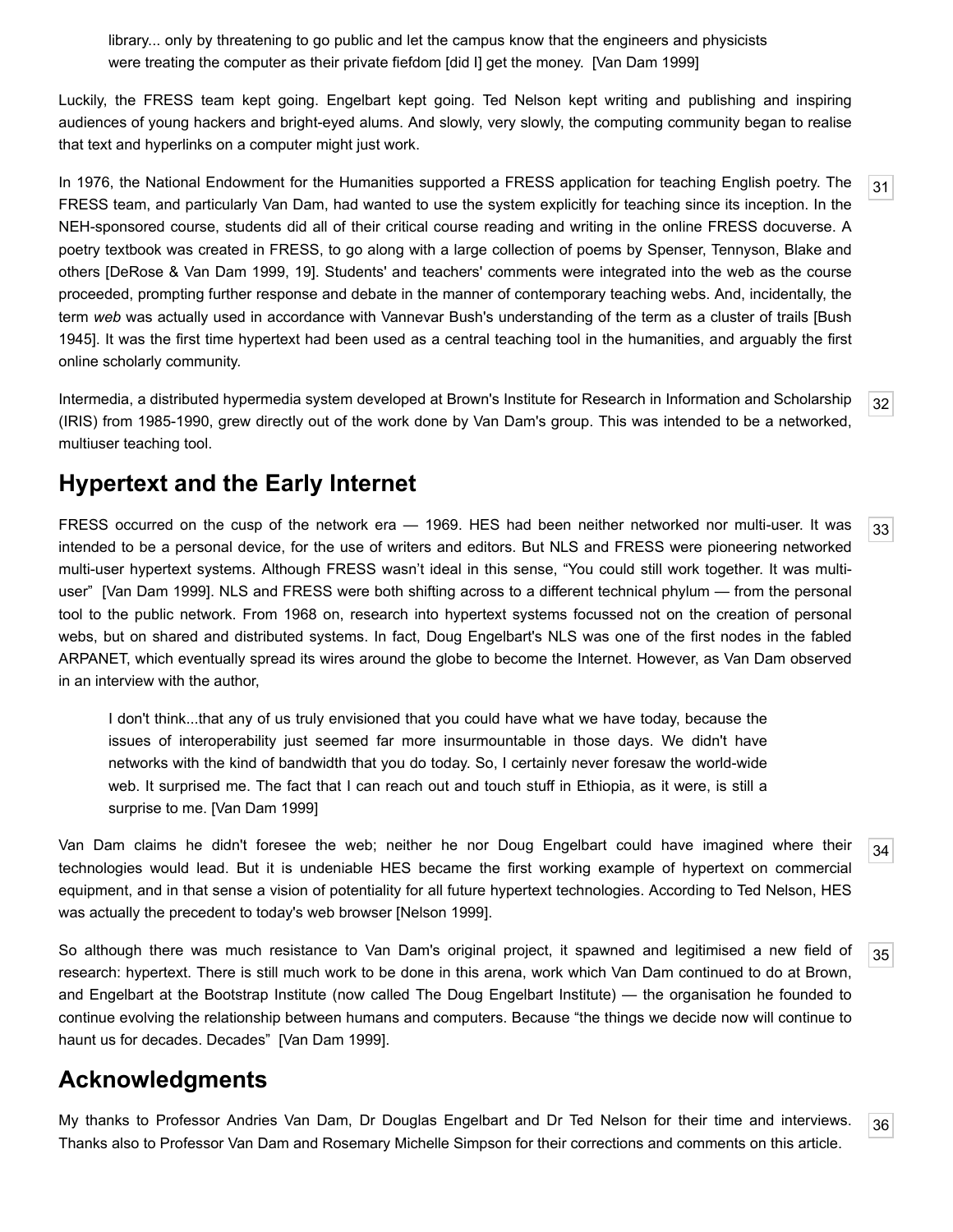> library... only by threatening to go public and let the campus know that the engineers and physicists were treating the computer as their private fiefdom [did I] get the money. [Van Dam 1999]

Luckily, the FRESS team kept going. Engelbart kept going. Ted Nelson kept writing and publishing and inspiring audiences of young hackers and bright-eyed alums. And slowly, very slowly, the computing community began to realise that text and hyperlinks on a computer might just work.

[31] In 1976, the National Endowment for the Humanities supported a FRESS application for teaching English poetry. The FRESS team, and particularly Van Dam, had wanted to use the system explicitly for teaching since its inception. In the NEH-sponsored course, students did all of their critical course reading and writing in the online FRESS docuverse. A poetry textbook was created in FRESS, to go along with a large collection of poems by Spenser, Tennyson, Blake and others [DeRose & Van Dam 1999, 19]. Students' and teachers' comments were integrated into the web as the course proceeded, prompting further response and debate in the manner of contemporary teaching webs. And, incidentally, the term *web* was actually used in accordance with Vannevar Bush's understanding of the term as a cluster of trails [Bush 1945]. It was the first time hypertext had been used as a central teaching tool in the humanities, and arguably the first online scholarly community.

[32] Intermedia, a distributed hypermedia system developed at Brown's Institute for Research in Information and Scholarship (IRIS) from 1985-1990, grew directly out of the work done by Van Dam's group. This was intended to be a networked, multiuser teaching tool.

## Hypertext and the Early Internet

[33] FRESS occurred on the cusp of the network era — 1969. HES had been neither networked nor multi-user. It was intended to be a personal device, for the use of writers and editors. But NLS and FRESS were pioneering networked multi-user hypertext systems. Although FRESS wasn't ideal in this sense, "You could still work together. It was multi-user" [Van Dam 1999]. NLS and FRESS were both shifting across to a different technical phylum — from the personal tool to the public network. From 1968 on, research into hypertext systems focussed not on the creation of personal webs, but on shared and distributed systems. In fact, Doug Engelbart's NLS was one of the first nodes in the fabled ARPANET, which eventually spread its wires around the globe to become the Internet. However, as Van Dam observed in an interview with the author,

> I don't think...that any of us truly envisioned that you could have what we have today, because the issues of interoperability just seemed far more insurmountable in those days. We didn't have networks with the kind of bandwidth that you do today. So, I certainly never foresaw the world-wide web. It surprised me. The fact that I can reach out and touch stuff in Ethiopia, as it were, is still a surprise to me. [Van Dam 1999]

[34] Van Dam claims he didn't foresee the web; neither he nor Doug Engelbart could have imagined where their technologies would lead. But it is undeniable HES became the first working example of hypertext on commercial equipment, and in that sense a vision of potentiality for all future hypertext technologies. According to Ted Nelson, HES was actually the precedent to today's web browser [Nelson 1999].

[35] So although there was much resistance to Van Dam's original project, it spawned and legitimised a new field of research: hypertext. There is still much work to be done in this arena, work which Van Dam continued to do at Brown, and Engelbart at the Bootstrap Institute (now called The Doug Engelbart Institute) — the organisation he founded to continue evolving the relationship between humans and computers. Because "the things we decide now will continue to haunt us for decades. Decades" [Van Dam 1999].

## Acknowledgments

[36] My thanks to Professor Andries Van Dam, Dr Douglas Engelbart and Dr Ted Nelson for their time and interviews. Thanks also to Professor Van Dam and Rosemary Michelle Simpson for their corrections and comments on this article.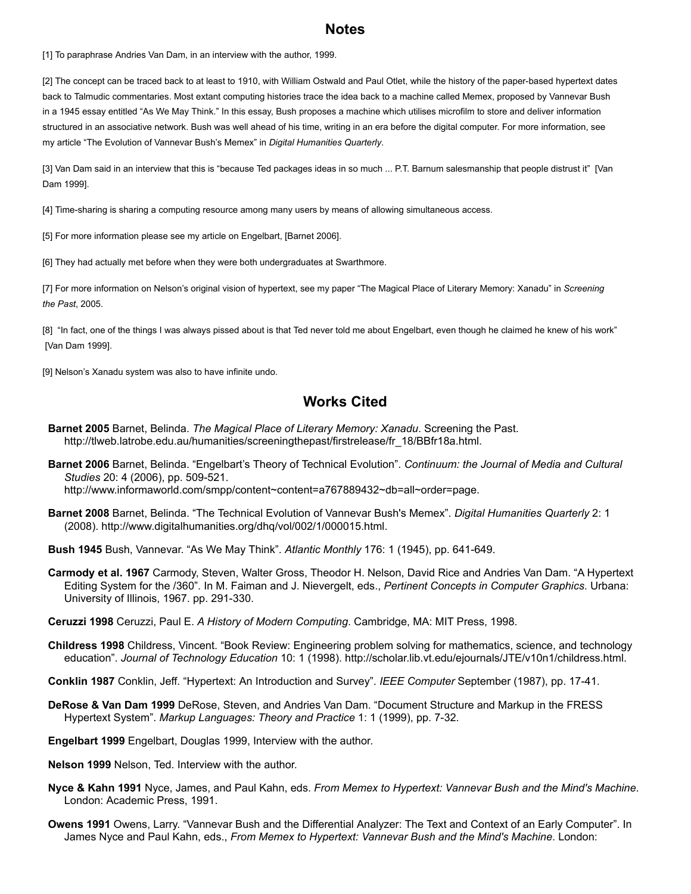## Notes

[1] To paraphrase Andries Van Dam, in an interview with the author, 1999.

[2] The concept can be traced back to at least to 1910, with William Ostwald and Paul Otlet, while the history of the paper-based hypertext dates back to Talmudic commentaries. Most extant computing histories trace the idea back to a machine called Memex, proposed by Vannevar Bush in a 1945 essay entitled "As We May Think." In this essay, Bush proposes a machine which utilises microfilm to store and deliver information structured in an associative network. Bush was well ahead of his time, writing in an era before the digital computer. For more information, see my article "The Evolution of Vannevar Bush's Memex" in *Digital Humanities Quarterly*.

[3] Van Dam said in an interview that this is "because Ted packages ideas in so much ... P.T. Barnum salesmanship that people distrust it" [Van Dam 1999].

[4] Time-sharing is sharing a computing resource among many users by means of allowing simultaneous access.

[5] For more information please see my article on Engelbart, [Barnet 2006].

[6] They had actually met before when they were both undergraduates at Swarthmore.

[7] For more information on Nelson's original vision of hypertext, see my paper "The Magical Place of Literary Memory: Xanadu" in *Screening the Past*, 2005.

[8] "In fact, one of the things I was always pissed about is that Ted never told me about Engelbart, even though he claimed he knew of his work" [Van Dam 1999].

[9] Nelson's Xanadu system was also to have infinite undo.

## Works Cited

**Barnet 2005** Barnet, Belinda. *The Magical Place of Literary Memory: Xanadu*. Screening the Past. http://tlweb.latrobe.edu.au/humanities/screeningthepast/firstrelease/fr_18/BBfr18a.html.

**Barnet 2006** Barnet, Belinda. "Engelbart's Theory of Technical Evolution". *Continuum: the Journal of Media and Cultural Studies* 20: 4 (2006), pp. 509-521. http://www.informaworld.com/smpp/content~content=a767889432~db=all~order=page.

**Barnet 2008** Barnet, Belinda. "The Technical Evolution of Vannevar Bush's Memex". *Digital Humanities Quarterly* 2: 1 (2008). http://www.digitalhumanities.org/dhq/vol/002/1/000015.html.

**Bush 1945** Bush, Vannevar. "As We May Think". *Atlantic Monthly* 176: 1 (1945), pp. 641-649.

**Carmody et al. 1967** Carmody, Steven, Walter Gross, Theodor H. Nelson, David Rice and Andries Van Dam. "A Hypertext Editing System for the /360". In M. Faiman and J. Nievergelt, eds., *Pertinent Concepts in Computer Graphics*. Urbana: University of Illinois, 1967. pp. 291-330.

**Ceruzzi 1998** Ceruzzi, Paul E. *A History of Modern Computing*. Cambridge, MA: MIT Press, 1998.

**Childress 1998** Childress, Vincent. "Book Review: Engineering problem solving for mathematics, science, and technology education". *Journal of Technology Education* 10: 1 (1998). http://scholar.lib.vt.edu/ejournals/JTE/v10n1/childress.html.

**Conklin 1987** Conklin, Jeff. "Hypertext: An Introduction and Survey". *IEEE Computer* September (1987), pp. 17-41.

**DeRose & Van Dam 1999** DeRose, Steven, and Andries Van Dam. "Document Structure and Markup in the FRESS Hypertext System". *Markup Languages: Theory and Practice* 1: 1 (1999), pp. 7-32.

**Engelbart 1999** Engelbart, Douglas 1999, Interview with the author.

**Nelson 1999** Nelson, Ted. Interview with the author.

**Nyce & Kahn 1991** Nyce, James, and Paul Kahn, eds. *From Memex to Hypertext: Vannevar Bush and the Mind's Machine*. London: Academic Press, 1991.

**Owens 1991** Owens, Larry. "Vannevar Bush and the Differential Analyzer: The Text and Context of an Early Computer". In James Nyce and Paul Kahn, eds., *From Memex to Hypertext: Vannevar Bush and the Mind's Machine*. London: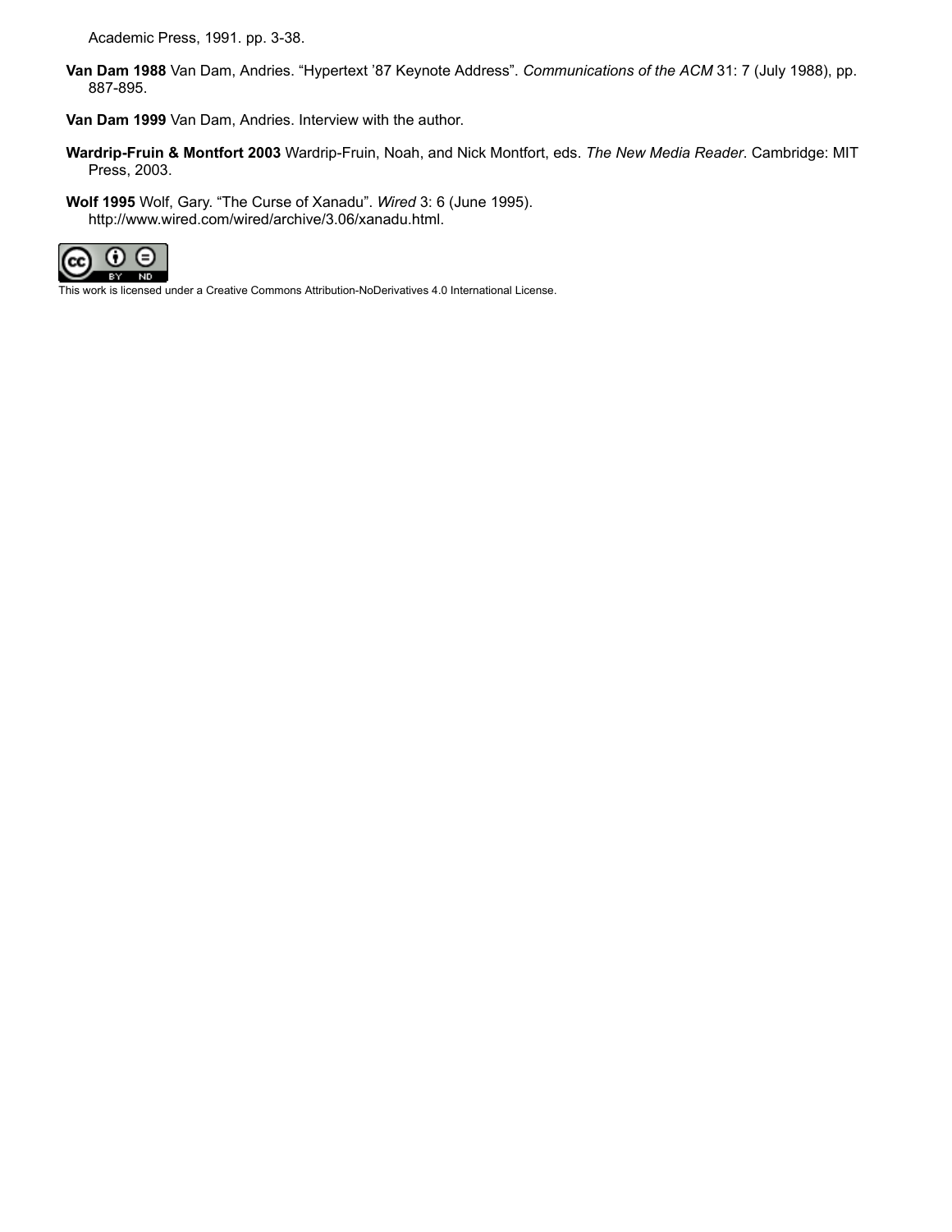Academic Press, 1991. pp. 3-38.

**Van Dam 1988** Van Dam, Andries. “Hypertext ’87 Keynote Address”. *Communications of the ACM* 31: 7 (July 1988), pp. 887-895.

**Van Dam 1999** Van Dam, Andries. Interview with the author.

**Wardrip-Fruin & Montfort 2003** Wardrip-Fruin, Noah, and Nick Montfort, eds. *The New Media Reader*. Cambridge: MIT Press, 2003.

**Wolf 1995** Wolf, Gary. “The Curse of Xanadu”. *Wired* 3: 6 (June 1995). http://www.wired.com/wired/archive/3.06/xanadu.html.

This work is licensed under a Creative Commons Attribution-NoDerivatives 4.0 International License.